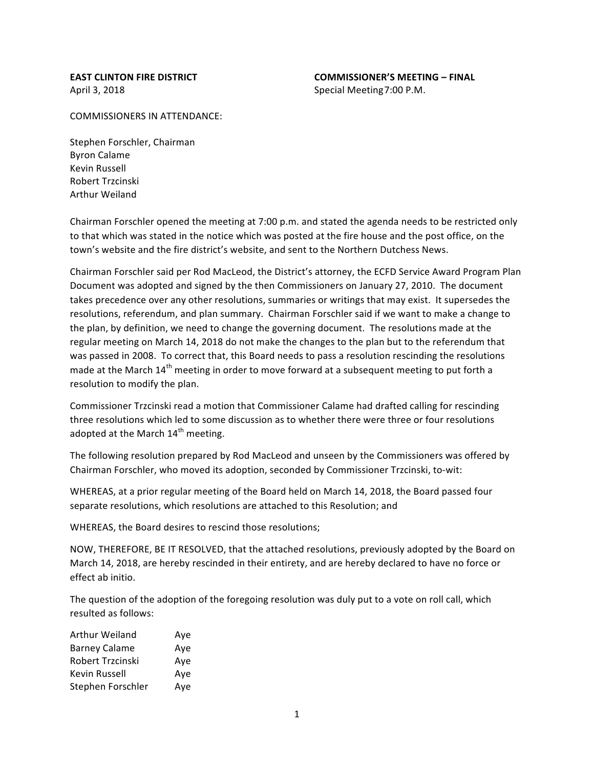**EAST CLINTON FIRE DISTRICT** | **COMMISSIONER'S MEETING – FINAL**
April 3, 2018 | Special Meeting 7:00 P.M.

COMMISSIONERS IN ATTENDANCE:

Stephen Forschler, Chairman
Byron Calame
Kevin Russell
Robert Trzcinski
Arthur Weiland

Chairman Forschler opened the meeting at 7:00 p.m. and stated the agenda needs to be restricted only to that which was stated in the notice which was posted at the fire house and the post office, on the town's website and the fire district's website, and sent to the Northern Dutchess News.

Chairman Forschler said per Rod MacLeod, the District's attorney, the ECFD Service Award Program Plan Document was adopted and signed by the then Commissioners on January 27, 2010. The document takes precedence over any other resolutions, summaries or writings that may exist. It supersedes the resolutions, referendum, and plan summary. Chairman Forschler said if we want to make a change to the plan, by definition, we need to change the governing document. The resolutions made at the regular meeting on March 14, 2018 do not make the changes to the plan but to the referendum that was passed in 2008. To correct that, this Board needs to pass a resolution rescinding the resolutions made at the March 14th meeting in order to move forward at a subsequent meeting to put forth a resolution to modify the plan.

Commissioner Trzcinski read a motion that Commissioner Calame had drafted calling for rescinding three resolutions which led to some discussion as to whether there were three or four resolutions adopted at the March 14th meeting.

The following resolution prepared by Rod MacLeod and unseen by the Commissioners was offered by Chairman Forschler, who moved its adoption, seconded by Commissioner Trzcinski, to-wit:

WHEREAS, at a prior regular meeting of the Board held on March 14, 2018, the Board passed four separate resolutions, which resolutions are attached to this Resolution; and

WHEREAS, the Board desires to rescind those resolutions;

NOW, THEREFORE, BE IT RESOLVED, that the attached resolutions, previously adopted by the Board on March 14, 2018, are hereby rescinded in their entirety, and are hereby declared to have no force or effect ab initio.

The question of the adoption of the foregoing resolution was duly put to a vote on roll call, which resulted as follows:

| | |
|---|---|
| Arthur Weiland | Aye |
| Barney Calame | Aye |
| Robert Trzcinski | Aye |
| Kevin Russell | Aye |
| Stephen Forschler | Aye |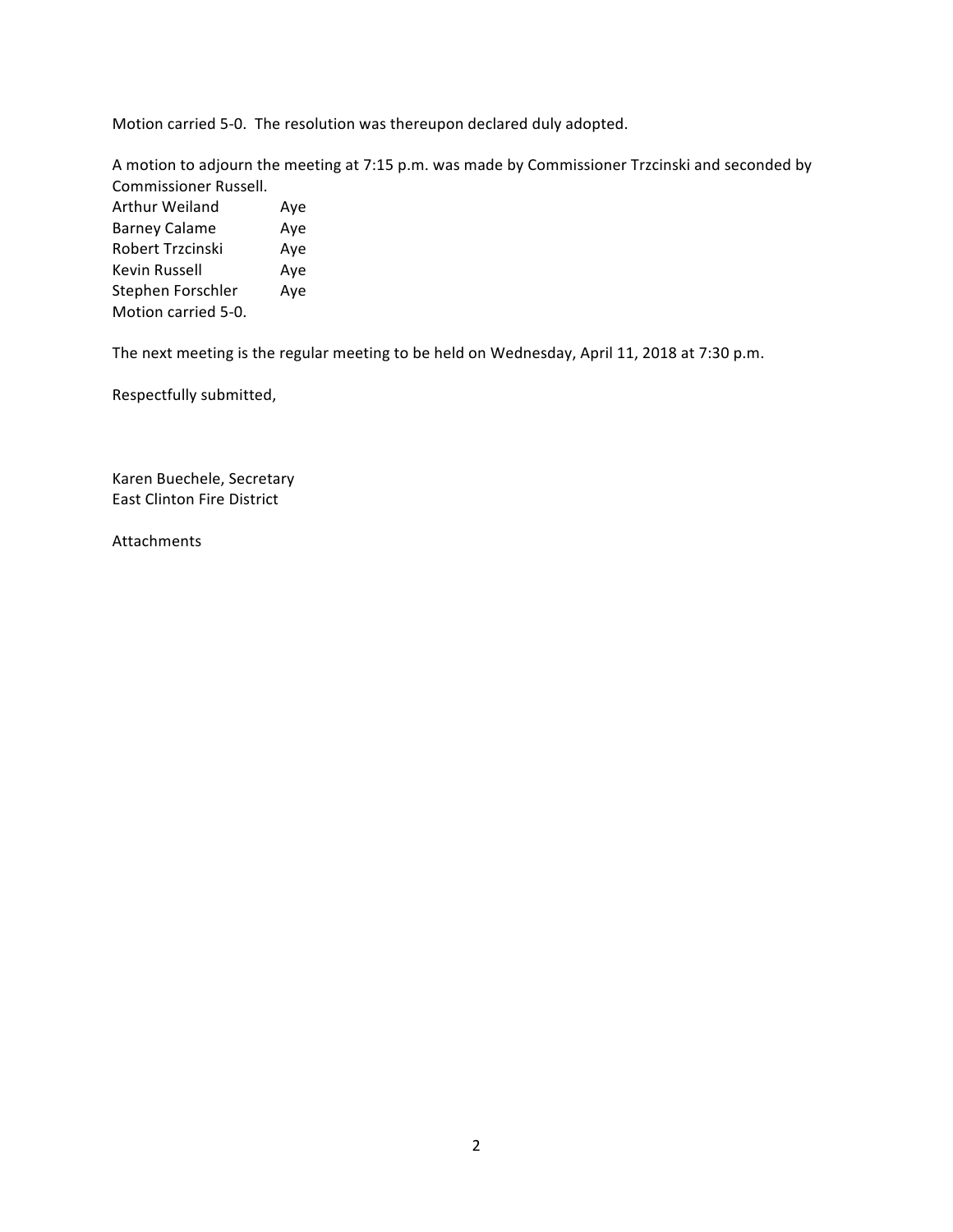Motion carried 5-0. The resolution was thereupon declared duly adopted.

A motion to adjourn the meeting at 7:15 p.m. was made by Commissioner Trzcinski and seconded by Commissioner Russell.

| | |
|---|---|
| Arthur Weiland | Aye |
| Barney Calame | Aye |
| Robert Trzcinski | Aye |
| Kevin Russell | Aye |
| Stephen Forschler | Aye |

Motion carried 5-0.

The next meeting is the regular meeting to be held on Wednesday, April 11, 2018 at 7:30 p.m.

Respectfully submitted,

Karen Buechele, Secretary
East Clinton Fire District

Attachments